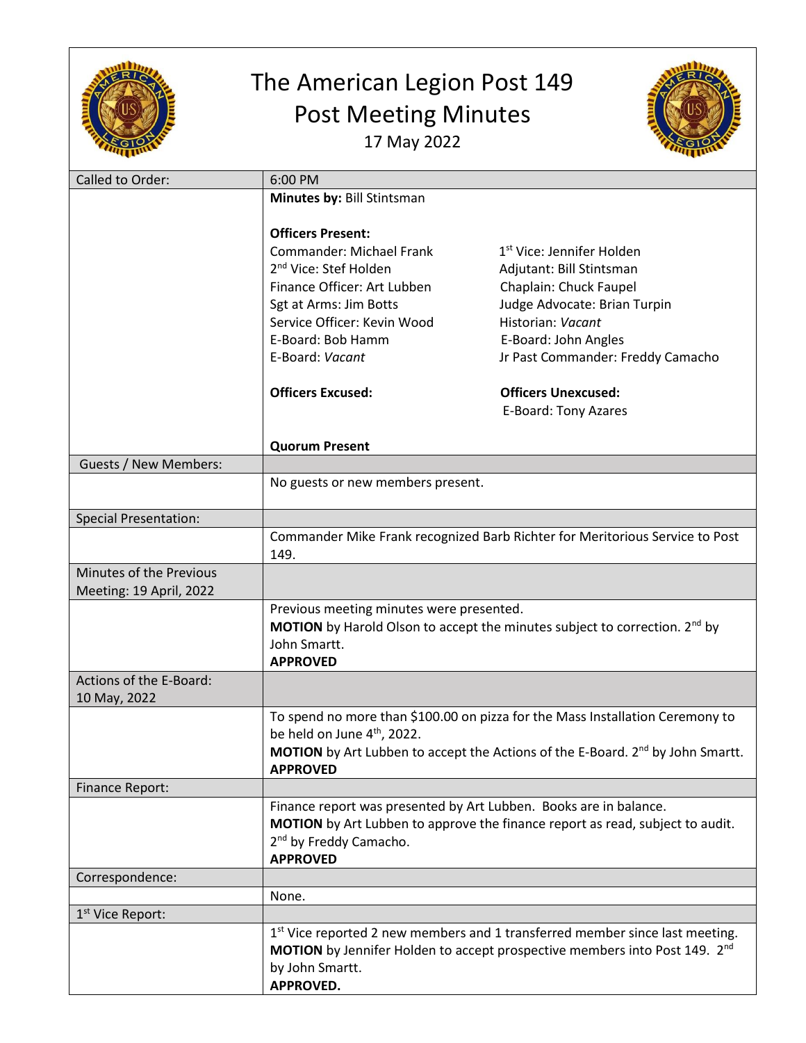# The American Legion Post 149
## Post Meeting Minutes
17 May 2022

| Called to Order: | 6:00 PM |
|---|---|
| | **Minutes by:** Bill Stintsman<br><br>**Officers Present:**<br>Commander: Michael Frank<br>1st Vice: Jennifer Holden<br>2nd Vice: Stef Holden<br>Adjutant: Bill Stintsman<br>Finance Officer: Art Lubben<br>Chaplain: Chuck Faupel<br>Sgt at Arms: Jim Botts<br>Judge Advocate: Brian Turpin<br>Service Officer: Kevin Wood<br>Historian: *Vacant*<br>E-Board: Bob Hamm<br>E-Board: John Angles<br>E-Board: *Vacant*<br>Jr Past Commander: Freddy Camacho<br><br>**Officers Excused:**<br><br>**Officers Unexcused:**<br>E-Board: Tony Azares<br><br>**Quorum Present** |
| Guests / New Members: | |
| | No guests or new members present. |
| Special Presentation: | |
| | Commander Mike Frank recognized Barb Richter for Meritorious Service to Post 149. |
| Minutes of the Previous Meeting: 19 April, 2022 | |
| | Previous meeting minutes were presented.<br>**MOTION** by Harold Olson to accept the minutes subject to correction. 2nd by John Smartt.<br>**APPROVED** |
| Actions of the E-Board: 10 May, 2022 | |
| | To spend no more than $100.00 on pizza for the Mass Installation Ceremony to be held on June 4th, 2022.<br>**MOTION** by Art Lubben to accept the Actions of the E-Board. 2nd by John Smartt.<br>**APPROVED** |
| Finance Report: | |
| | Finance report was presented by Art Lubben. Books are in balance.<br>**MOTION** by Art Lubben to approve the finance report as read, subject to audit. 2nd by Freddy Camacho.<br>**APPROVED** |
| Correspondence: | |
| | None. |
| 1st Vice Report: | |
| | 1st Vice reported 2 new members and 1 transferred member since last meeting.<br>**MOTION** by Jennifer Holden to accept prospective members into Post 149. 2nd by John Smartt.<br>**APPROVED.** |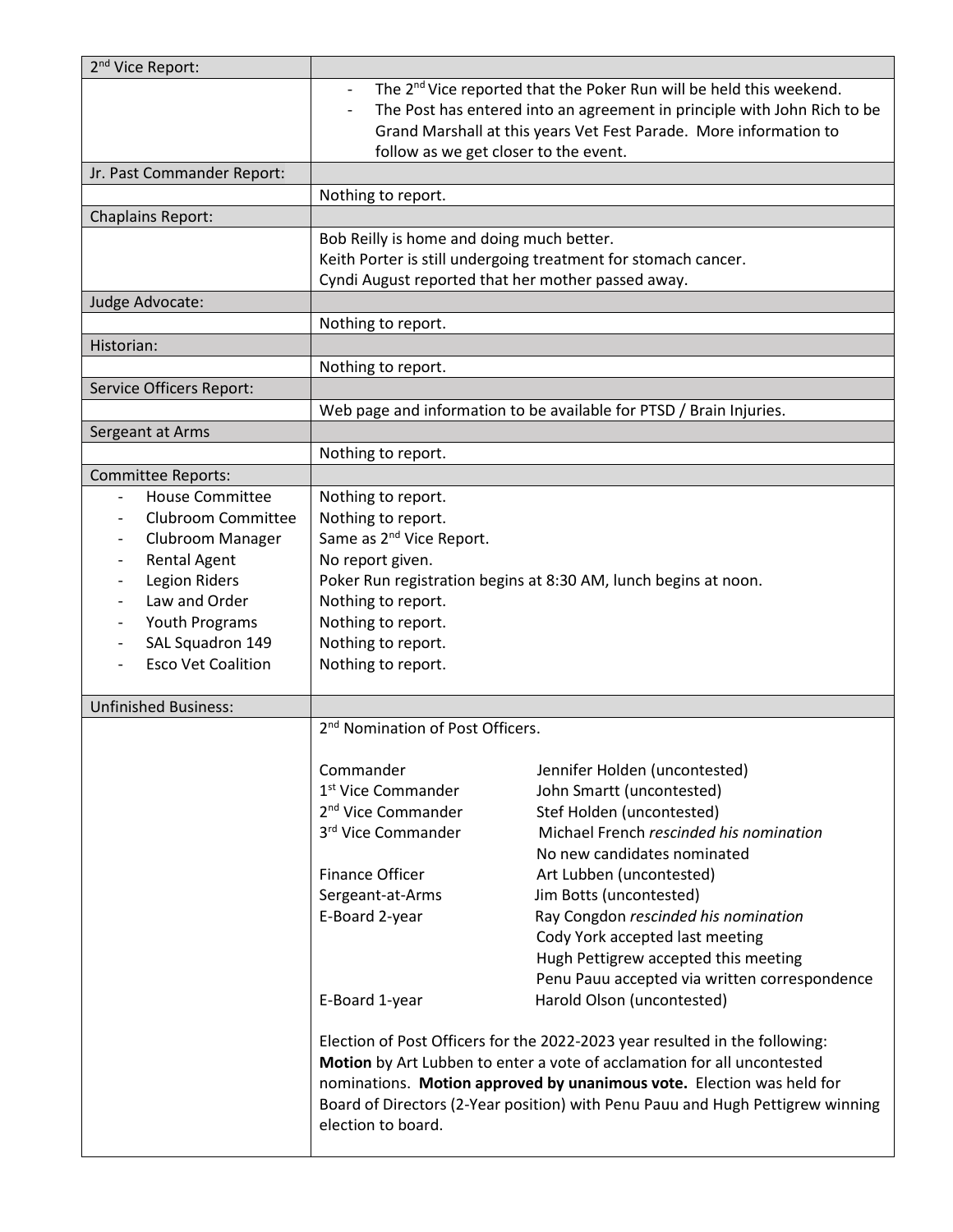| 2nd Vice Report: | |
|---|---|
| | - The 2nd Vice reported that the Poker Run will be held this weekend.<br>- The Post has entered into an agreement in principle with John Rich to be Grand Marshall at this years Vet Fest Parade. More information to follow as we get closer to the event. |
| Jr. Past Commander Report: | |
| | Nothing to report. |
| Chaplains Report: | |
| | Bob Reilly is home and doing much better.<br>Keith Porter is still undergoing treatment for stomach cancer.<br>Cyndi August reported that her mother passed away. |
| Judge Advocate: | |
| | Nothing to report. |
| Historian: | |
| | Nothing to report. |
| Service Officers Report: | |
| | Web page and information to be available for PTSD / Brain Injuries. |
| Sergeant at Arms | |
| | Nothing to report. |
| Committee Reports: | |
| - House Committee<br>- Clubroom Committee<br>- Clubroom Manager<br>- Rental Agent<br>- Legion Riders<br>- Law and Order<br>- Youth Programs<br>- SAL Squadron 149<br>- Esco Vet Coalition | Nothing to report.<br>Nothing to report.<br>Same as 2nd Vice Report.<br>No report given.<br>Poker Run registration begins at 8:30 AM, lunch begins at noon.<br>Nothing to report.<br>Nothing to report.<br>Nothing to report.<br>Nothing to report. |
| Unfinished Business: | |
| | 2nd Nomination of Post Officers.<br><br>Commander — Jennifer Holden (uncontested)<br>1st Vice Commander — John Smartt (uncontested)<br>2nd Vice Commander — Stef Holden (uncontested)<br>3rd Vice Commander — Michael French *rescinded his nomination*; No new candidates nominated<br>Finance Officer — Art Lubben (uncontested)<br>Sergeant-at-Arms — Jim Botts (uncontested)<br>E-Board 2-year — Ray Congdon *rescinded his nomination*; Cody York accepted last meeting; Hugh Pettigrew accepted this meeting; Penu Pauu accepted via written correspondence<br>E-Board 1-year — Harold Olson (uncontested)<br><br>Election of Post Officers for the 2022-2023 year resulted in the following: **Motion** by Art Lubben to enter a vote of acclamation for all uncontested nominations. **Motion approved by unanimous vote.** Election was held for Board of Directors (2-Year position) with Penu Pauu and Hugh Pettigrew winning election to board. |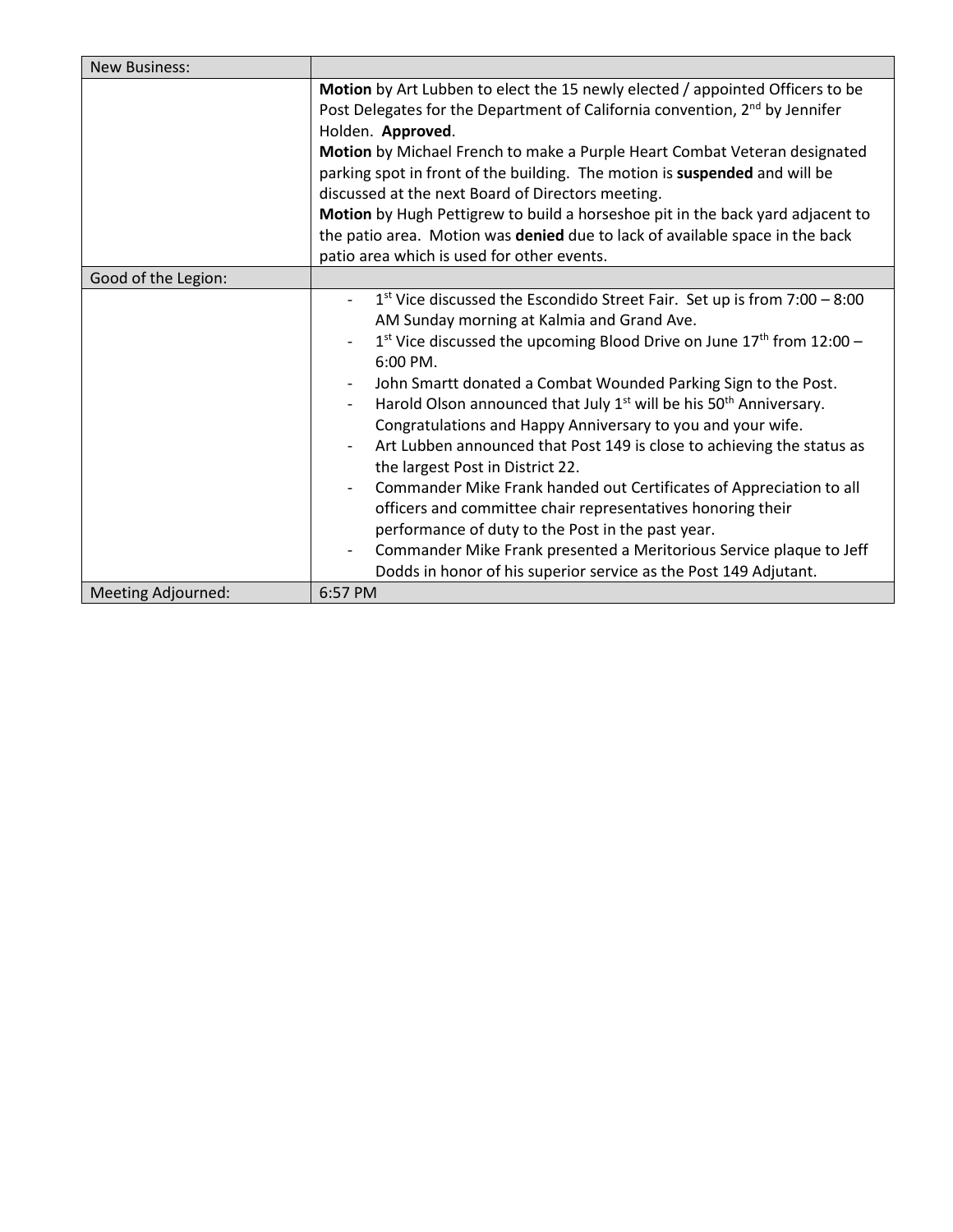| | |
|---|---|
| New Business: | |
| | **Motion** by Art Lubben to elect the 15 newly elected / appointed Officers to be Post Delegates for the Department of California convention, 2nd by Jennifer Holden. **Approved**.<br>**Motion** by Michael French to make a Purple Heart Combat Veteran designated parking spot in front of the building. The motion is **suspended** and will be discussed at the next Board of Directors meeting.<br>**Motion** by Hugh Pettigrew to build a horseshoe pit in the back yard adjacent to the patio area. Motion was **denied** due to lack of available space in the back patio area which is used for other events. |
| Good of the Legion: | |
| | - 1st Vice discussed the Escondido Street Fair. Set up is from 7:00 – 8:00 AM Sunday morning at Kalmia and Grand Ave.<br>- 1st Vice discussed the upcoming Blood Drive on June 17th from 12:00 – 6:00 PM.<br>- John Smartt donated a Combat Wounded Parking Sign to the Post.<br>- Harold Olson announced that July 1st will be his 50th Anniversary. Congratulations and Happy Anniversary to you and your wife.<br>- Art Lubben announced that Post 149 is close to achieving the status as the largest Post in District 22.<br>- Commander Mike Frank handed out Certificates of Appreciation to all officers and committee chair representatives honoring their performance of duty to the Post in the past year.<br>- Commander Mike Frank presented a Meritorious Service plaque to Jeff Dodds in honor of his superior service as the Post 149 Adjutant. |
| Meeting Adjourned: | 6:57 PM |